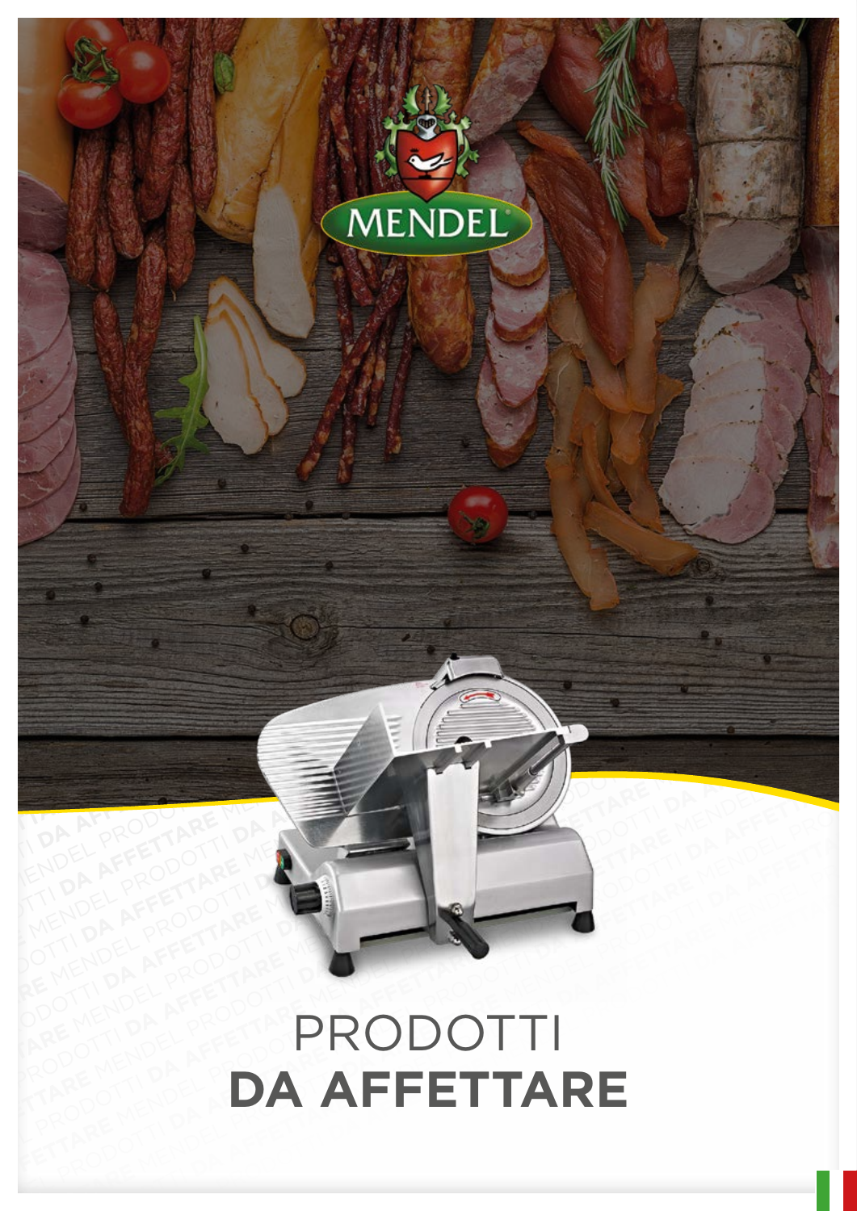MENDEL

# PRODOTTI
# DA AFFETTARE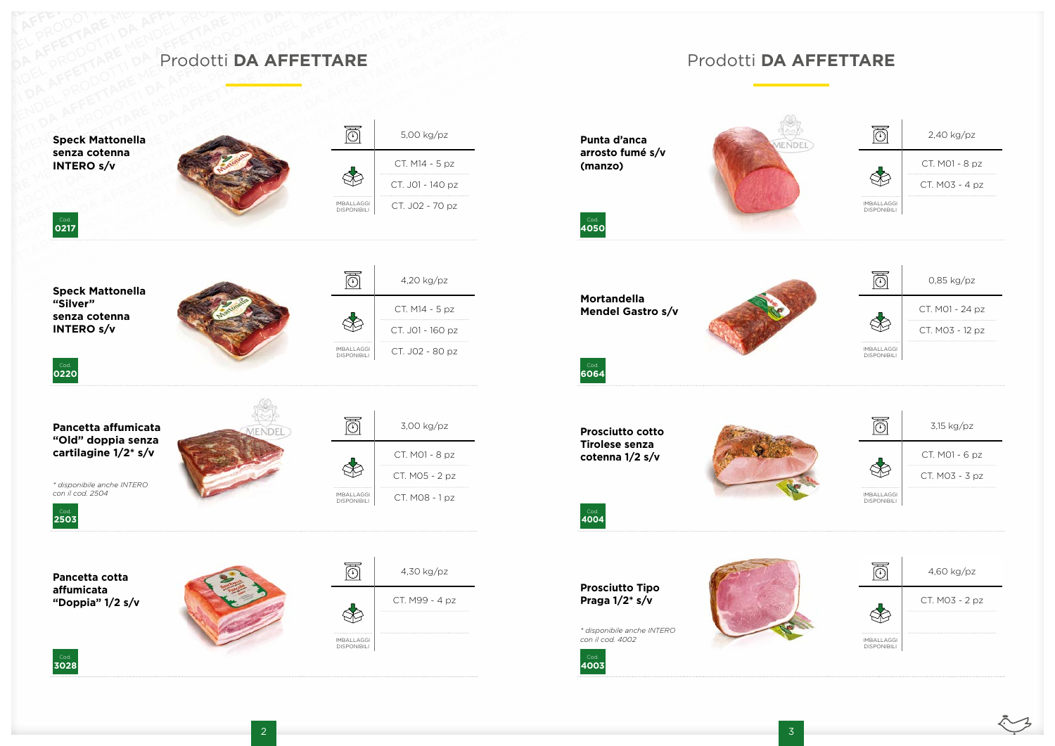## Prodotti **DA AFFETTARE**

**Speck Mattonella senza cotenna INTERO s/v**

Cod. **0217**

| | |
|---|---|
| Peso | 5,00 kg/pz |
| IMBALLAGGI DISPONIBILI | CT. M14 - 5 pz |
| | CT. J01 - 140 pz |
| | CT. J02 - 70 pz |

**Speck Mattonella “Silver” senza cotenna INTERO s/v**

Cod. **0220**

| | |
|---|---|
| Peso | 4,20 kg/pz |
| IMBALLAGGI DISPONIBILI | CT. M14 - 5 pz |
| | CT. J01 - 160 pz |
| | CT. J02 - 80 pz |

**Pancetta affumicata “Old” doppia senza cartilagine 1/2* s/v**

*\* disponibile anche INTERO con il cod. 2504*

Cod. **2503**

| | |
|---|---|
| Peso | 3,00 kg/pz |
| IMBALLAGGI DISPONIBILI | CT. M01 - 8 pz |
| | CT. M05 - 2 pz |
| | CT. M08 - 1 pz |

**Pancetta cotta affumicata “Doppia” 1/2 s/v**

Cod. **3028**

| | |
|---|---|
| Peso | 4,30 kg/pz |
| IMBALLAGGI DISPONIBILI | CT. M99 - 4 pz |

## Prodotti **DA AFFETTARE**

**Punta d’anca arrosto fumé s/v (manzo)**

Cod. **4050**

| | |
|---|---|
| Peso | 2,40 kg/pz |
| IMBALLAGGI DISPONIBILI | CT. M01 - 8 pz |
| | CT. M03 - 4 pz |

**Mortandella Mendel Gastro s/v**

Cod. **6064**

| | |
|---|---|
| Peso | 0,85 kg/pz |
| IMBALLAGGI DISPONIBILI | CT. M01 - 24 pz |
| | CT. M03 - 12 pz |

**Prosciutto cotto Tirolese senza cotenna 1/2 s/v**

Cod. **4004**

| | |
|---|---|
| Peso | 3,15 kg/pz |
| IMBALLAGGI DISPONIBILI | CT. M01 - 6 pz |
| | CT. M03 - 3 pz |

**Prosciutto Tipo Praga 1/2* s/v**

*\* disponibile anche INTERO con il cod. 4002*

Cod. **4003**

| | |
|---|---|
| Peso | 4,60 kg/pz |
| IMBALLAGGI DISPONIBILI | CT. M03 - 2 pz |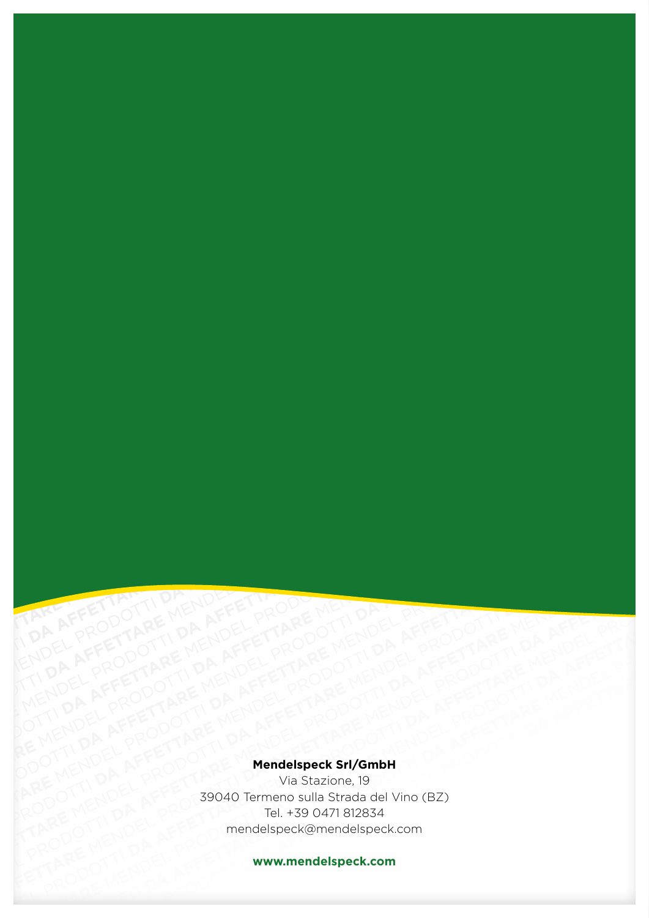**Mendelspeck Srl/GmbH**
Via Stazione, 19
39040 Termeno sulla Strada del Vino (BZ)
Tel. +39 0471 812834
mendelspeck@mendelspeck.com

**www.mendelspeck.com**